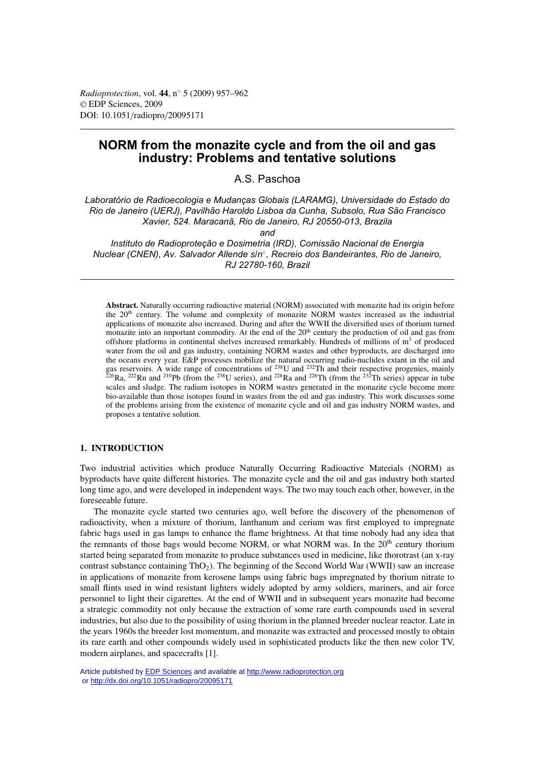# NORM from the monazite cycle and from the oil and gas industry: Problems and tentative solutions

A.S. Paschoa

*Laboratório de Radioecologia e Mudanças Globais (LARAMG), Universidade do Estado do Rio de Janeiro (UERJ), Pavilhão Haroldo Lisboa da Cunha, Subsolo, Rua São Francisco Xavier, 524. Maracanã, Rio de Janeiro, RJ 20550-013, Brazila*

*and*

*Instituto de Radioproteção e Dosimetria (IRD), Comissão Nacional de Energia Nuclear (CNEN), Av. Salvador Allende s/n°, Recreio dos Bandeirantes, Rio de Janeiro, RJ 22780-160, Brazil*

**Abstract.** Naturally occurring radioactive material (NORM) associated with monazite had its origin before the 20th century. The volume and complexity of monazite NORM wastes increased as the industrial applications of monazite also increased. During and after the WWII the diversified uses of thorium turned monazite into an important commodity. At the end of the 20th century the production of oil and gas from offshore platforms in continental shelves increased remarkably. Hundreds of millions of $m^3$ of produced water from the oil and gas industry, containing NORM wastes and other byproducts, are discharged into the oceans every year. E&P processes mobilize the natural occurring radio-nuclides extant in the oil and gas reservoirs. A wide range of concentrations of $^{238}$U and $^{232}$Th and their respective progenies, mainly $^{226}$Ra, $^{222}$Rn and $^{210}$Pb (from the $^{238}$U series), and $^{228}$Ra and $^{228}$Th (from the $^{232}$Th series) appear in tube scales and sludge. The radium isotopes in NORM wastes generated in the monazite cycle become more bio-available than those isotopes found in wastes from the oil and gas industry. This work discusses some of the problems arising from the existence of monazite cycle and oil and gas industry NORM wastes, and proposes a tentative solution.

## 1. INTRODUCTION

Two industrial activities which produce Naturally Occurring Radioactive Materials (NORM) as byproducts have quite different histories. The monazite cycle and the oil and gas industry both started long time ago, and were developed in independent ways. The two may touch each other, however, in the foreseeable future.

The monazite cycle started two centuries ago, well before the discovery of the phenomenon of radioactivity, when a mixture of thorium, lanthanum and cerium was first employed to impregnate fabric bags used in gas lamps to enhance the flame brightness. At that time nobody had any idea that the remnants of those bags would become NORM, or what NORM was. In the 20th century thorium started being separated from monazite to produce substances used in medicine, like thorotrast (an x-ray contrast substance containing $ThO_2$). The beginning of the Second World War (WWII) saw an increase in applications of monazite from kerosene lamps using fabric bags impregnated by thorium nitrate to small flints used in wind resistant lighters widely adopted by army soldiers, mariners, and air force personnel to light their cigarettes. At the end of WWII and in subsequent years monazite had become a strategic commodity not only because the extraction of some rare earth compounds used in several industries, but also due to the possibility of using thorium in the planned breeder nuclear reactor. Late in the years 1960s the breeder lost momentum, and monazite was extracted and processed mostly to obtain its rare earth and other compounds widely used in sophisticated products like the then new color TV, modern airplanes, and spacecrafts [1].

Article published by EDP Sciences and available at http://www.radioprotection.org or http://dx.doi.org/10.1051/radiopro/20095171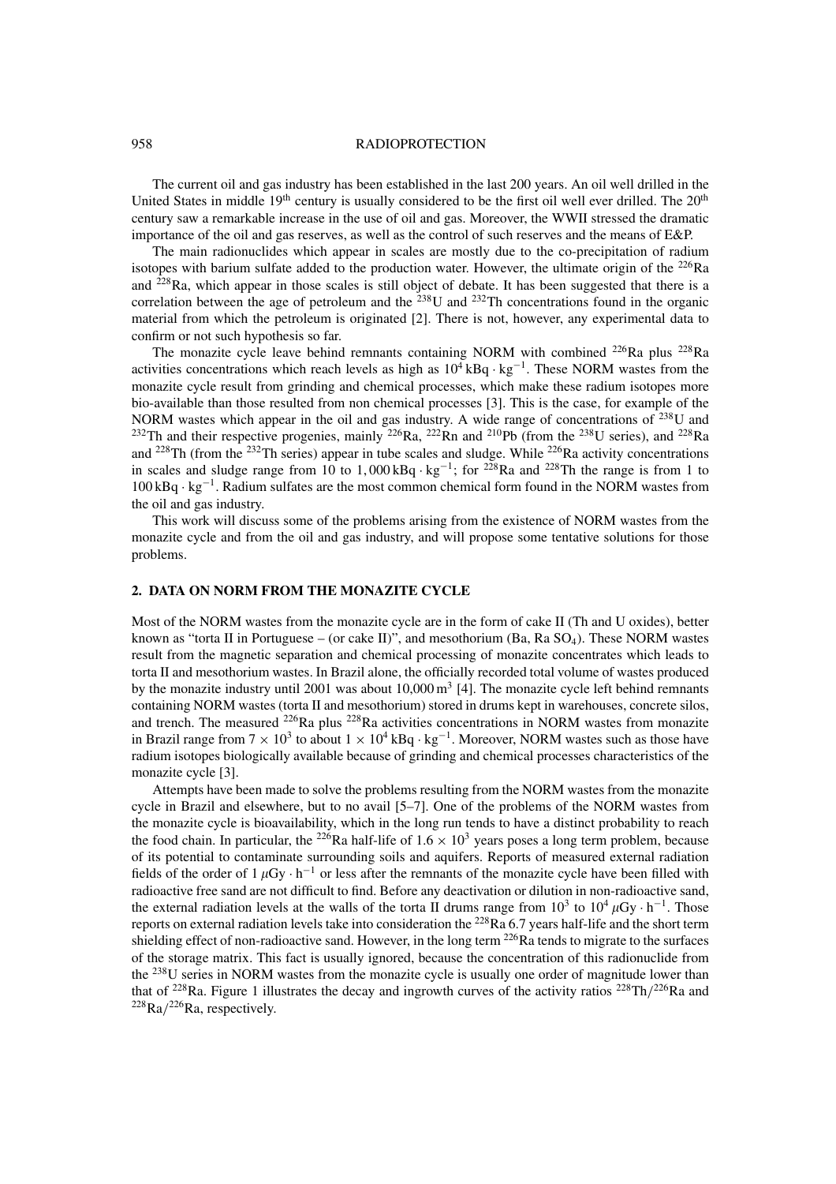The current oil and gas industry has been established in the last 200 years. An oil well drilled in the United States in middle 19th century is usually considered to be the first oil well ever drilled. The 20th century saw a remarkable increase in the use of oil and gas. Moreover, the WWII stressed the dramatic importance of the oil and gas reserves, as well as the control of such reserves and the means of E&P.

The main radionuclides which appear in scales are mostly due to the co-precipitation of radium isotopes with barium sulfate added to the production water. However, the ultimate origin of the $^{226}Ra$ and $^{228}Ra$, which appear in those scales is still object of debate. It has been suggested that there is a correlation between the age of petroleum and the $^{238}U$ and $^{232}Th$ concentrations found in the organic material from which the petroleum is originated [2]. There is not, however, any experimental data to confirm or not such hypothesis so far.

The monazite cycle leave behind remnants containing NORM with combined $^{226}Ra$ plus $^{228}Ra$ activities concentrations which reach levels as high as $10^4\,\mathrm{kBq \cdot kg^{-1}}$. These NORM wastes from the monazite cycle result from grinding and chemical processes, which make these radium isotopes more bio-available than those resulted from non chemical processes [3]. This is the case, for example of the NORM wastes which appear in the oil and gas industry. A wide range of concentrations of $^{238}U$ and $^{232}Th$ and their respective progenies, mainly $^{226}Ra$, $^{222}Rn$ and $^{210}Pb$ (from the $^{238}U$ series), and $^{228}Ra$ and $^{228}Th$ (from the $^{232}Th$ series) appear in tube scales and sludge. While $^{226}Ra$ activity concentrations in scales and sludge range from 10 to $1{,}000\,\mathrm{kBq \cdot kg^{-1}}$; for $^{228}Ra$ and $^{228}Th$ the range is from 1 to $100\,\mathrm{kBq \cdot kg^{-1}}$. Radium sulfates are the most common chemical form found in the NORM wastes from the oil and gas industry.

This work will discuss some of the problems arising from the existence of NORM wastes from the monazite cycle and from the oil and gas industry, and will propose some tentative solutions for those problems.

## 2. DATA ON NORM FROM THE MONAZITE CYCLE

Most of the NORM wastes from the monazite cycle are in the form of cake II (Th and U oxides), better known as "torta II in Portuguese – (or cake II)", and mesothorium (Ba, Ra $SO_4$). These NORM wastes result from the magnetic separation and chemical processing of monazite concentrates which leads to torta II and mesothorium wastes. In Brazil alone, the officially recorded total volume of wastes produced by the monazite industry until 2001 was about $10{,}000\,\mathrm{m^3}$ [4]. The monazite cycle left behind remnants containing NORM wastes (torta II and mesothorium) stored in drums kept in warehouses, concrete silos, and trench. The measured $^{226}Ra$ plus $^{228}Ra$ activities concentrations in NORM wastes from monazite in Brazil range from $7 \times 10^3$ to about $1 \times 10^4\,\mathrm{kBq \cdot kg^{-1}}$. Moreover, NORM wastes such as those have radium isotopes biologically available because of grinding and chemical processes characteristics of the monazite cycle [3].

Attempts have been made to solve the problems resulting from the NORM wastes from the monazite cycle in Brazil and elsewhere, but to no avail [5–7]. One of the problems of the NORM wastes from the monazite cycle is bioavailability, which in the long run tends to have a distinct probability to reach the food chain. In particular, the $^{226}Ra$ half-life of $1.6 \times 10^3$ years poses a long term problem, because of its potential to contaminate surrounding soils and aquifers. Reports of measured external radiation fields of the order of $1\,\mu\mathrm{Gy \cdot h^{-1}}$ or less after the remnants of the monazite cycle have been filled with radioactive free sand are not difficult to find. Before any deactivation or dilution in non-radioactive sand, the external radiation levels at the walls of the torta II drums range from $10^3$ to $10^4\,\mu\mathrm{Gy \cdot h^{-1}}$. Those reports on external radiation levels take into consideration the $^{228}Ra$ 6.7 years half-life and the short term shielding effect of non-radioactive sand. However, in the long term $^{226}Ra$ tends to migrate to the surfaces of the storage matrix. This fact is usually ignored, because the concentration of this radionuclide from the $^{238}U$ series in NORM wastes from the monazite cycle is usually one order of magnitude lower than that of $^{228}Ra$. Figure 1 illustrates the decay and ingrowth curves of the activity ratios $^{228}Th/^{226}Ra$ and $^{228}Ra/^{226}Ra$, respectively.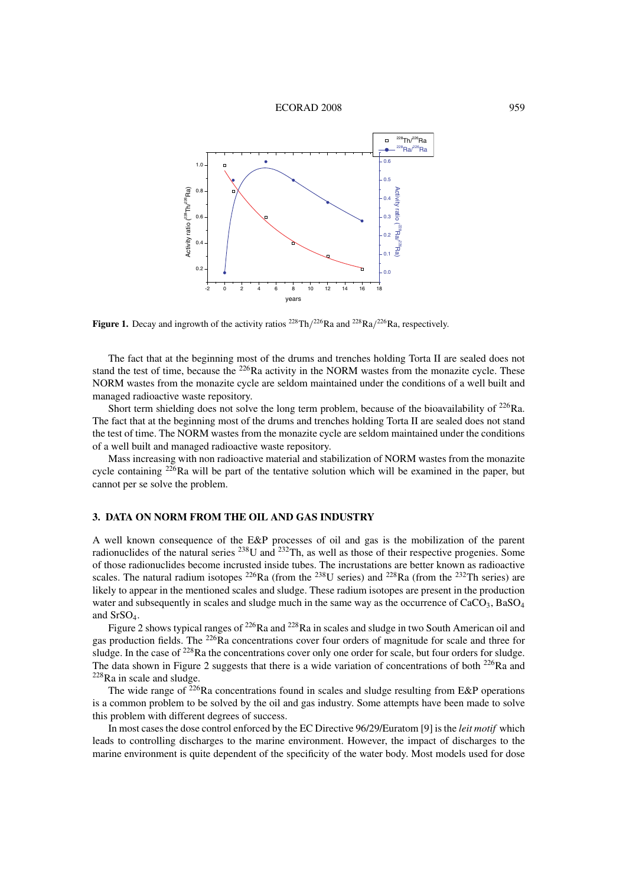**Figure 1.** Decay and ingrowth of the activity ratios $^{228}$Th/$^{226}$Ra and $^{228}$Ra/$^{226}$Ra, respectively.

The fact that at the beginning most of the drums and trenches holding Torta II are sealed does not stand the test of time, because the $^{226}$Ra activity in the NORM wastes from the monazite cycle. These NORM wastes from the monazite cycle are seldom maintained under the conditions of a well built and managed radioactive waste repository.

Short term shielding does not solve the long term problem, because of the bioavailability of $^{226}$Ra. The fact that at the beginning most of the drums and trenches holding Torta II are sealed does not stand the test of time. The NORM wastes from the monazite cycle are seldom maintained under the conditions of a well built and managed radioactive waste repository.

Mass increasing with non radioactive material and stabilization of NORM wastes from the monazite cycle containing $^{226}$Ra will be part of the tentative solution which will be examined in the paper, but cannot per se solve the problem.

## 3. DATA ON NORM FROM THE OIL AND GAS INDUSTRY

A well known consequence of the E&P processes of oil and gas is the mobilization of the parent radionuclides of the natural series $^{238}$U and $^{232}$Th, as well as those of their respective progenies. Some of those radionuclides become incrusted inside tubes. The incrustations are better known as radioactive scales. The natural radium isotopes $^{226}$Ra (from the $^{238}$U series) and $^{228}$Ra (from the $^{232}$Th series) are likely to appear in the mentioned scales and sludge. These radium isotopes are present in the production water and subsequently in scales and sludge much in the same way as the occurrence of $CaCO_3$, $BaSO_4$ and $SrSO_4$.

Figure 2 shows typical ranges of $^{226}$Ra and $^{228}$Ra in scales and sludge in two South American oil and gas production fields. The $^{226}$Ra concentrations cover four orders of magnitude for scale and three for sludge. In the case of $^{228}$Ra the concentrations cover only one order for scale, but four orders for sludge. The data shown in Figure 2 suggests that there is a wide variation of concentrations of both $^{226}$Ra and $^{228}$Ra in scale and sludge.

The wide range of $^{226}$Ra concentrations found in scales and sludge resulting from E&P operations is a common problem to be solved by the oil and gas industry. Some attempts have been made to solve this problem with different degrees of success.

In most cases the dose control enforced by the EC Directive 96/29/Euratom [9] is the *leit motif* which leads to controlling discharges to the marine environment. However, the impact of discharges to the marine environment is quite dependent of the specificity of the water body. Most models used for dose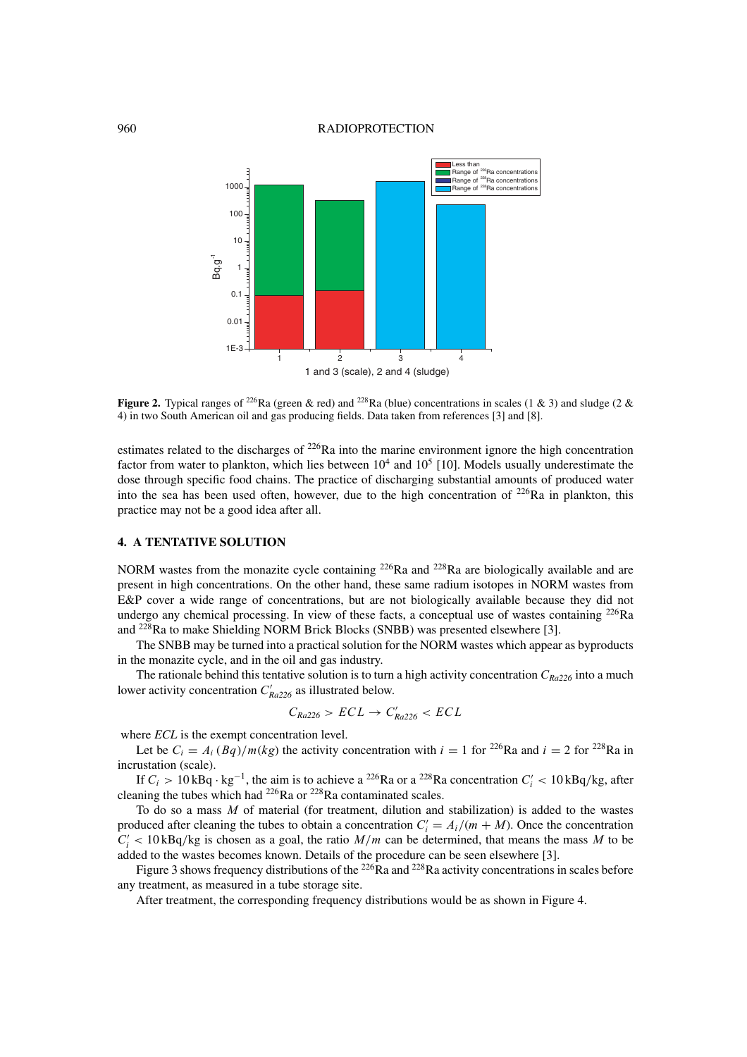**Figure 2.** Typical ranges of $^{226}$Ra (green & red) and $^{228}$Ra (blue) concentrations in scales (1 & 3) and sludge (2 & 4) in two South American oil and gas producing fields. Data taken from references [3] and [8].

estimates related to the discharges of $^{226}$Ra into the marine environment ignore the high concentration factor from water to plankton, which lies between $10^4$ and $10^5$ [10]. Models usually underestimate the dose through specific food chains. The practice of discharging substantial amounts of produced water into the sea has been used often, however, due to the high concentration of $^{226}$Ra in plankton, this practice may not be a good idea after all.

## 4. A TENTATIVE SOLUTION

NORM wastes from the monazite cycle containing $^{226}$Ra and $^{228}$Ra are biologically available and are present in high concentrations. On the other hand, these same radium isotopes in NORM wastes from E&P cover a wide range of concentrations, but are not biologically available because they did not undergo any chemical processing. In view of these facts, a conceptual use of wastes containing $^{226}$Ra and $^{228}$Ra to make Shielding NORM Brick Blocks (SNBB) was presented elsewhere [3].

The SNBB may be turned into a practical solution for the NORM wastes which appear as byproducts in the monazite cycle, and in the oil and gas industry.

The rationale behind this tentative solution is to turn a high activity concentration $C_{Ra226}$ into a much lower activity concentration $C'_{Ra226}$ as illustrated below.

$$C_{Ra226} > ECL \rightarrow C'_{Ra226} < ECL$$

where *ECL* is the exempt concentration level.

Let be $C_i = A_i\,(Bq)/m(kg)$ the activity concentration with $i = 1$ for $^{226}$Ra and $i = 2$ for $^{228}$Ra in incrustation (scale).

If $C_i > 10\,\text{kBq} \cdot \text{kg}^{-1}$, the aim is to achieve a $^{226}$Ra or a $^{228}$Ra concentration $C'_i < 10\,\text{kBq/kg}$, after cleaning the tubes which had $^{226}$Ra or $^{228}$Ra contaminated scales.

To do so a mass $M$ of material (for treatment, dilution and stabilization) is added to the wastes produced after cleaning the tubes to obtain a concentration $C'_i = A_i/(m + M)$. Once the concentration $C'_i < 10\,\text{kBq/kg}$ is chosen as a goal, the ratio $M/m$ can be determined, that means the mass $M$ to be added to the wastes becomes known. Details of the procedure can be seen elsewhere [3].

Figure 3 shows frequency distributions of the $^{226}$Ra and $^{228}$Ra activity concentrations in scales before any treatment, as measured in a tube storage site.

After treatment, the corresponding frequency distributions would be as shown in Figure 4.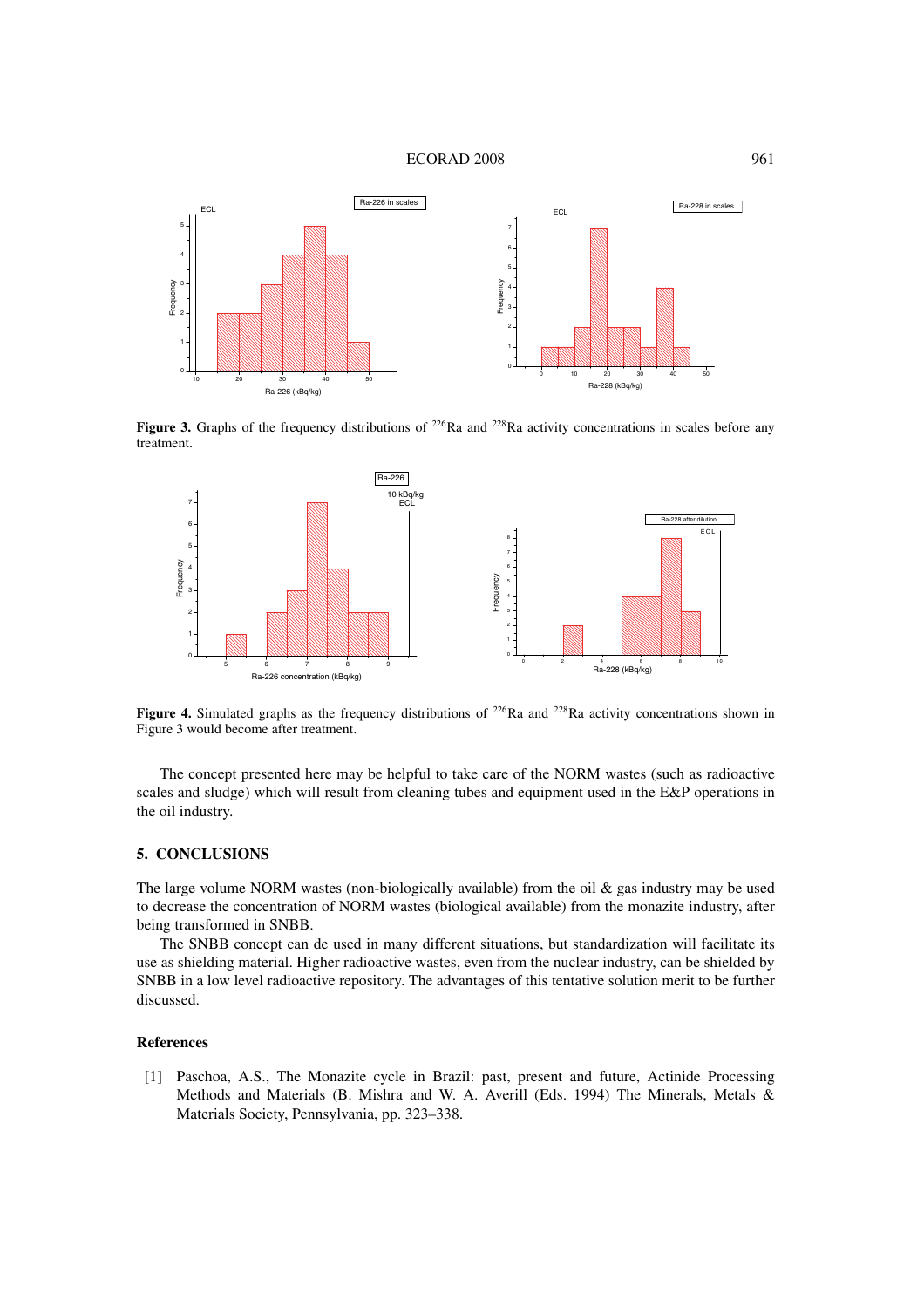**Figure 3.** Graphs of the frequency distributions of $^{226}$Ra and $^{228}$Ra activity concentrations in scales before any treatment.

**Figure 4.** Simulated graphs as the frequency distributions of $^{226}$Ra and $^{228}$Ra activity concentrations shown in Figure 3 would become after treatment.

The concept presented here may be helpful to take care of the NORM wastes (such as radioactive scales and sludge) which will result from cleaning tubes and equipment used in the E&P operations in the oil industry.

## 5. CONCLUSIONS

The large volume NORM wastes (non-biologically available) from the oil & gas industry may be used to decrease the concentration of NORM wastes (biological available) from the monazite industry, after being transformed in SNBB.

The SNBB concept can de used in many different situations, but standardization will facilitate its use as shielding material. Higher radioactive wastes, even from the nuclear industry, can be shielded by SNBB in a low level radioactive repository. The advantages of this tentative solution merit to be further discussed.

### References

[1] Paschoa, A.S., The Monazite cycle in Brazil: past, present and future, Actinide Processing Methods and Materials (B. Mishra and W. A. Averill (Eds. 1994) The Minerals, Metals & Materials Society, Pennsylvania, pp. 323–338.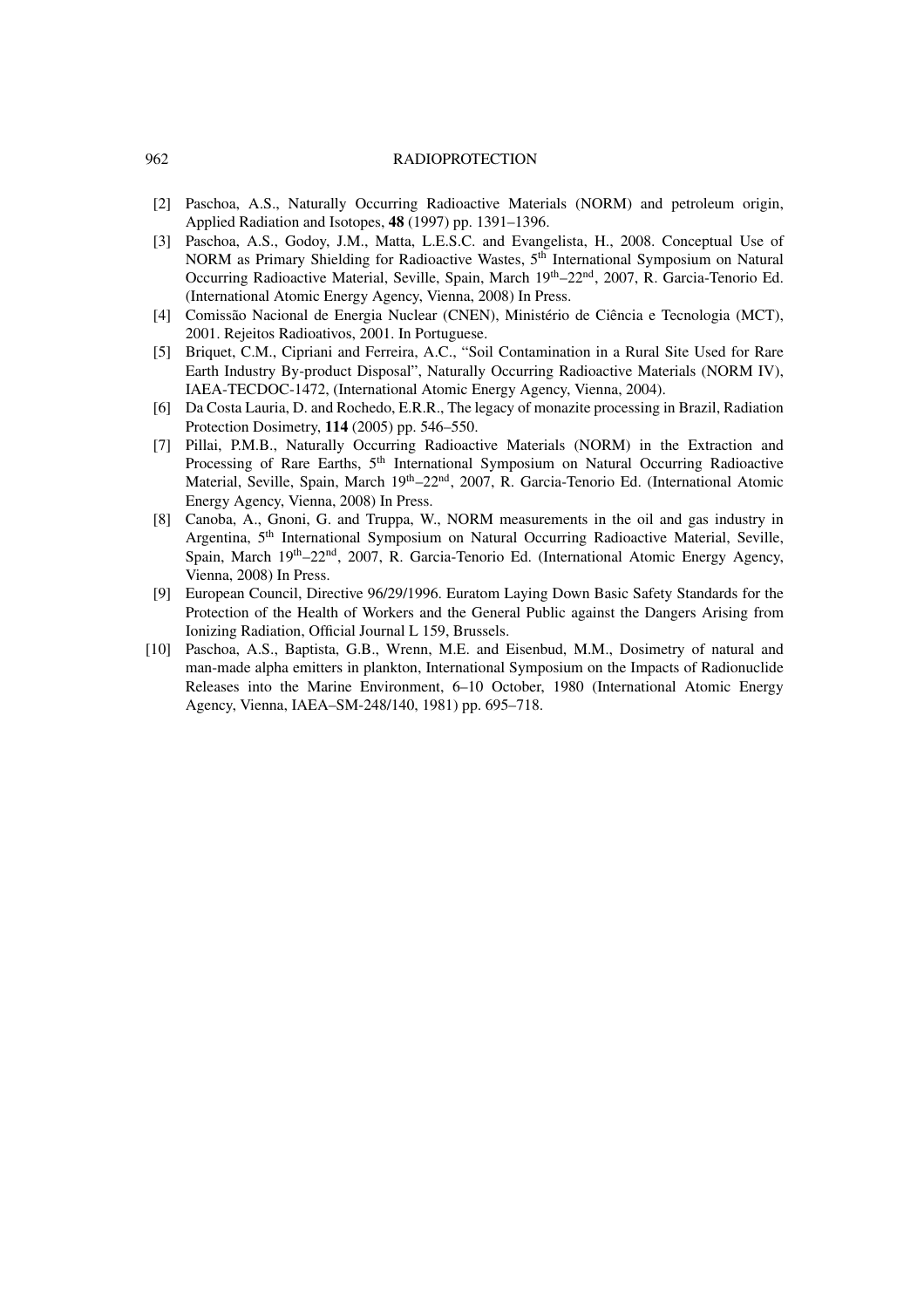[2] Paschoa, A.S., Naturally Occurring Radioactive Materials (NORM) and petroleum origin, Applied Radiation and Isotopes, **48** (1997) pp. 1391–1396.

[3] Paschoa, A.S., Godoy, J.M., Matta, L.E.S.C. and Evangelista, H., 2008. Conceptual Use of NORM as Primary Shielding for Radioactive Wastes, 5th International Symposium on Natural Occurring Radioactive Material, Seville, Spain, March 19th–22nd, 2007, R. Garcia-Tenorio Ed. (International Atomic Energy Agency, Vienna, 2008) In Press.

[4] Comissão Nacional de Energia Nuclear (CNEN), Ministério de Ciência e Tecnologia (MCT), 2001. Rejeitos Radioativos, 2001. In Portuguese.

[5] Briquet, C.M., Cipriani and Ferreira, A.C., "Soil Contamination in a Rural Site Used for Rare Earth Industry By-product Disposal", Naturally Occurring Radioactive Materials (NORM IV), IAEA-TECDOC-1472, (International Atomic Energy Agency, Vienna, 2004).

[6] Da Costa Lauria, D. and Rochedo, E.R.R., The legacy of monazite processing in Brazil, Radiation Protection Dosimetry, **114** (2005) pp. 546–550.

[7] Pillai, P.M.B., Naturally Occurring Radioactive Materials (NORM) in the Extraction and Processing of Rare Earths, 5th International Symposium on Natural Occurring Radioactive Material, Seville, Spain, March 19th–22nd, 2007, R. Garcia-Tenorio Ed. (International Atomic Energy Agency, Vienna, 2008) In Press.

[8] Canoba, A., Gnoni, G. and Truppa, W., NORM measurements in the oil and gas industry in Argentina, 5th International Symposium on Natural Occurring Radioactive Material, Seville, Spain, March 19th–22nd, 2007, R. Garcia-Tenorio Ed. (International Atomic Energy Agency, Vienna, 2008) In Press.

[9] European Council, Directive 96/29/1996. Euratom Laying Down Basic Safety Standards for the Protection of the Health of Workers and the General Public against the Dangers Arising from Ionizing Radiation, Official Journal L 159, Brussels.

[10] Paschoa, A.S., Baptista, G.B., Wrenn, M.E. and Eisenbud, M.M., Dosimetry of natural and man-made alpha emitters in plankton, International Symposium on the Impacts of Radionuclide Releases into the Marine Environment, 6–10 October, 1980 (International Atomic Energy Agency, Vienna, IAEA–SM-248/140, 1981) pp. 695–718.